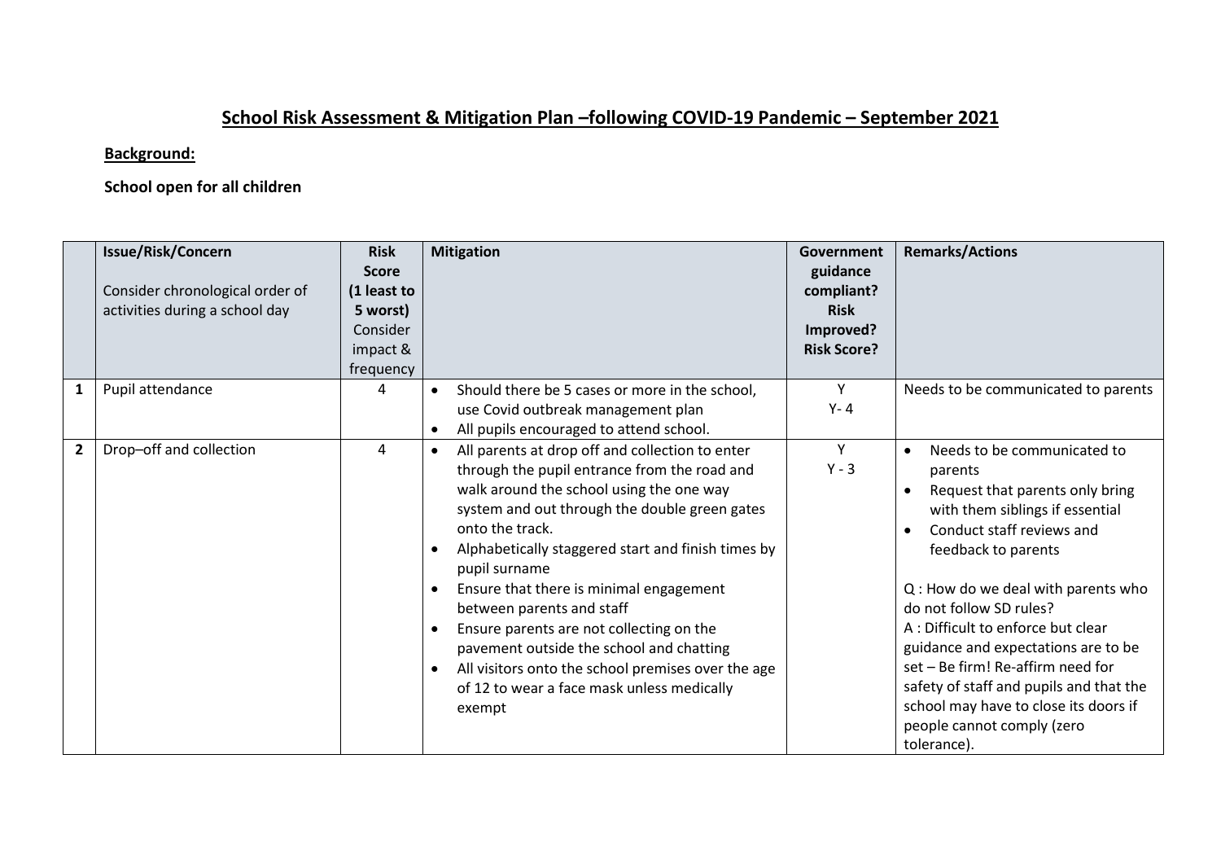# School Risk Assessment & Mitigation Plan –following COVID-19 Pandemic – September 2021

**Background:**

**School open for all children**

| | **Issue/Risk/Concern**<br><br>Consider chronological order of activities during a school day | **Risk Score (1 least to 5 worst)** Consider impact & frequency | **Mitigation** | **Government guidance compliant? Risk Improved? Risk Score?** | **Remarks/Actions** |
|---|---|---|---|---|---|
| **1** | Pupil attendance | 4 | • Should there be 5 cases or more in the school, use Covid outbreak management plan<br>• All pupils encouraged to attend school. | Y<br>Y- 4 | Needs to be communicated to parents |
| **2** | Drop–off and collection | 4 | • All parents at drop off and collection to enter through the pupil entrance from the road and walk around the school using the one way system and out through the double green gates onto the track.<br>• Alphabetically staggered start and finish times by pupil surname<br>• Ensure that there is minimal engagement between parents and staff<br>• Ensure parents are not collecting on the pavement outside the school and chatting<br>• All visitors onto the school premises over the age of 12 to wear a face mask unless medically exempt | Y<br>Y - 3 | • Needs to be communicated to parents<br>• Request that parents only bring with them siblings if essential<br>• Conduct staff reviews and feedback to parents<br><br>Q : How do we deal with parents who do not follow SD rules?<br>A : Difficult to enforce but clear guidance and expectations are to be set – Be firm! Re-affirm need for safety of staff and pupils and that the school may have to close its doors if people cannot comply (zero tolerance). |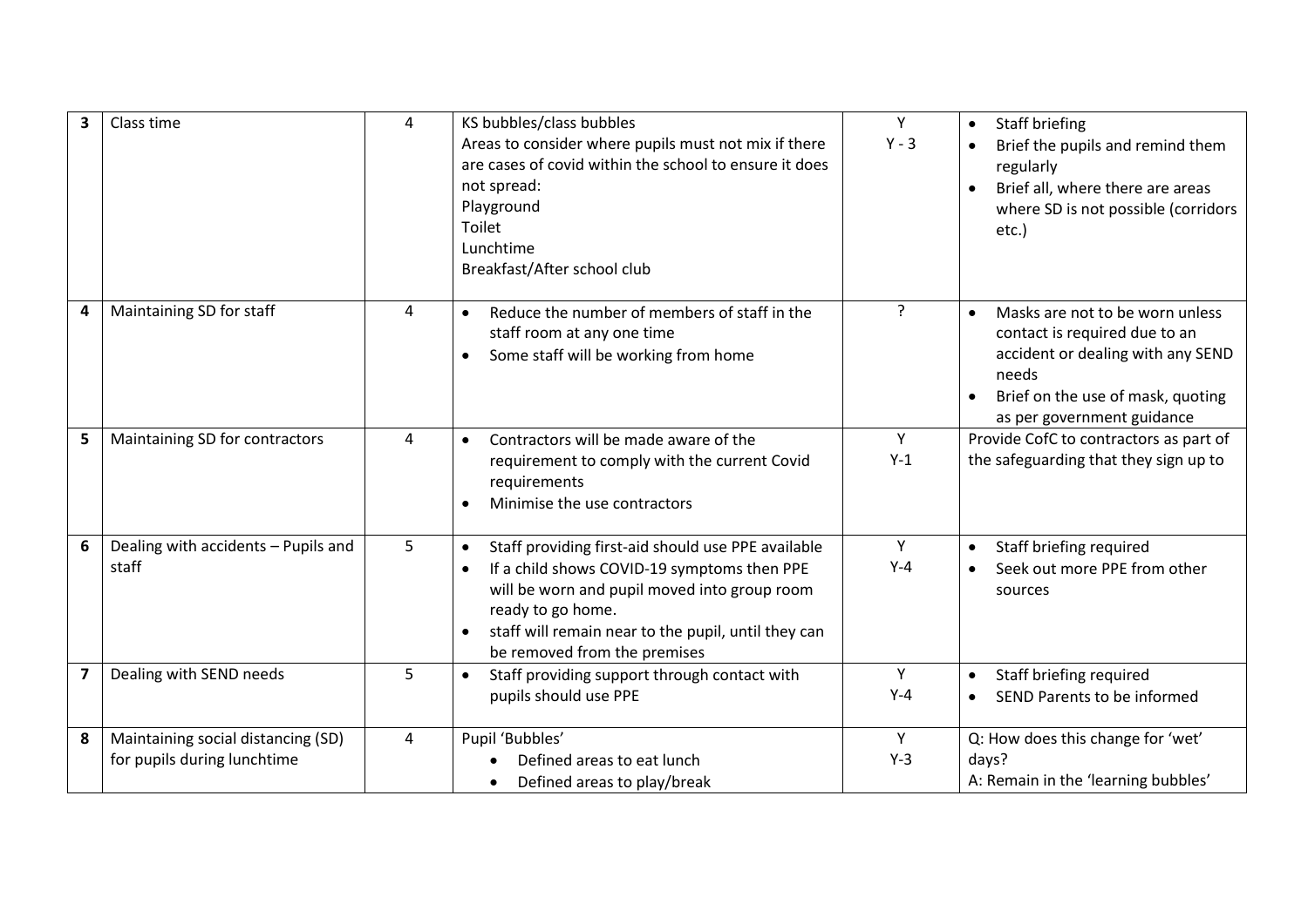| | | | | | |
|---|---|---|---|---|---|
| **3** | Class time | 4 | KS bubbles/class bubbles<br>Areas to consider where pupils must not mix if there are cases of covid within the school to ensure it does not spread:<br>Playground<br>Toilet<br>Lunchtime<br>Breakfast/After school club | Y<br>Y - 3 | • Staff briefing<br>• Brief the pupils and remind them regularly<br>• Brief all, where there are areas where SD is not possible (corridors etc.) |
| **4** | Maintaining SD for staff | 4 | • Reduce the number of members of staff in the staff room at any one time<br>• Some staff will be working from home | ? | • Masks are not to be worn unless contact is required due to an accident or dealing with any SEND needs<br>• Brief on the use of mask, quoting as per government guidance |
| **5** | Maintaining SD for contractors | 4 | • Contractors will be made aware of the requirement to comply with the current Covid requirements<br>• Minimise the use contractors | Y<br>Y-1 | Provide CofC to contractors as part of the safeguarding that they sign up to |
| **6** | Dealing with accidents – Pupils and staff | 5 | • Staff providing first-aid should use PPE available<br>• If a child shows COVID-19 symptoms then PPE will be worn and pupil moved into group room ready to go home.<br>• staff will remain near to the pupil, until they can be removed from the premises | Y<br>Y-4 | • Staff briefing required<br>• Seek out more PPE from other sources |
| **7** | Dealing with SEND needs | 5 | • Staff providing support through contact with pupils should use PPE | Y<br>Y-4 | • Staff briefing required<br>• SEND Parents to be informed |
| **8** | Maintaining social distancing (SD) for pupils during lunchtime | 4 | Pupil 'Bubbles'<br>• Defined areas to eat lunch<br>• Defined areas to play/break | Y<br>Y-3 | Q: How does this change for 'wet' days?<br>A: Remain in the 'learning bubbles' |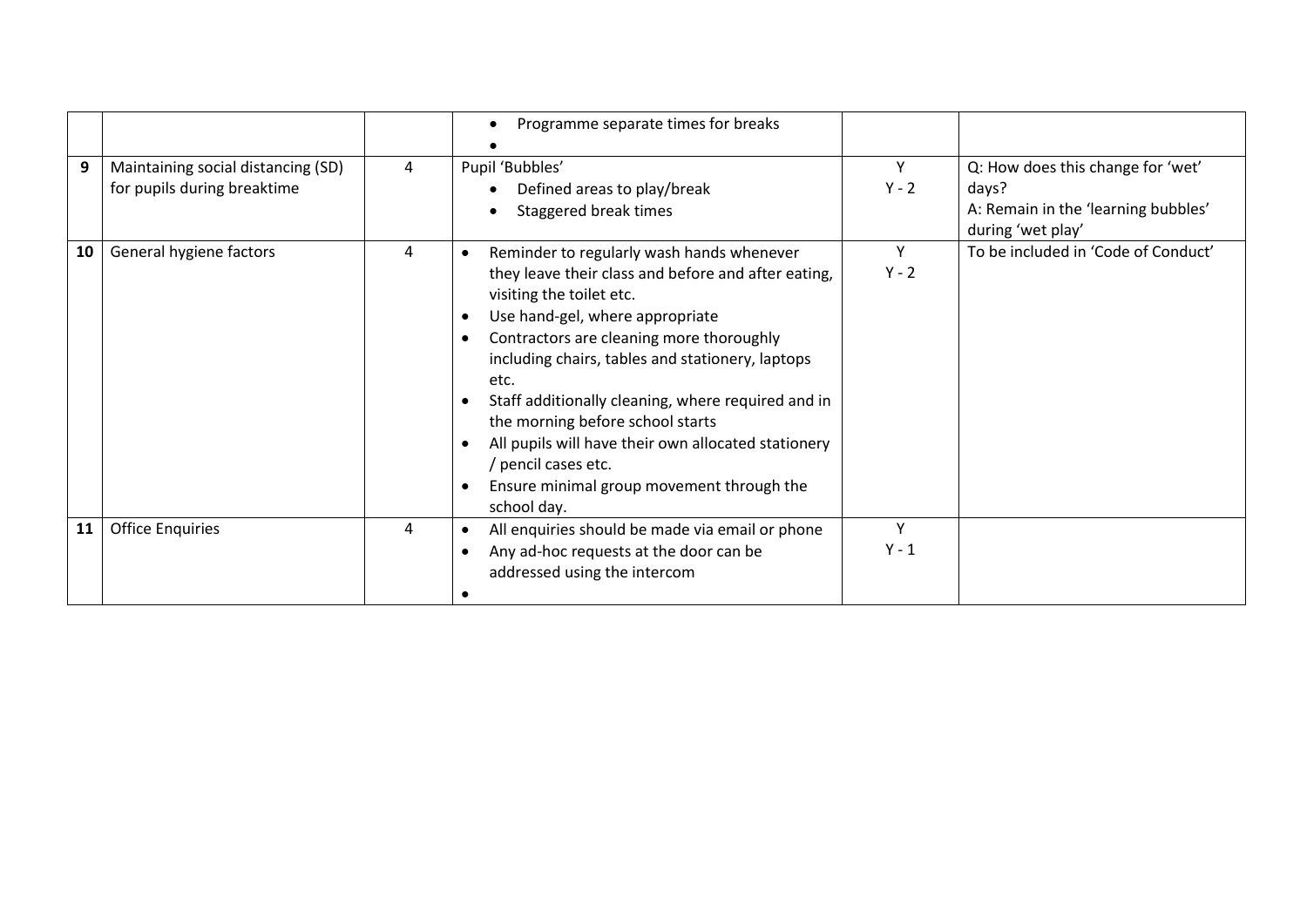| | | | | | |
|---|---|---|---|---|---|
| | | | • Programme separate times for breaks<br>• | | |
| 9 | Maintaining social distancing (SD) for pupils during breaktime | 4 | Pupil 'Bubbles'<br>• Defined areas to play/break<br>• Staggered break times | Y<br>Y - 2 | Q: How does this change for 'wet' days?<br>A: Remain in the 'learning bubbles' during 'wet play' |
| 10 | General hygiene factors | 4 | • Reminder to regularly wash hands whenever they leave their class and before and after eating, visiting the toilet etc.<br>• Use hand-gel, where appropriate<br>• Contractors are cleaning more thoroughly including chairs, tables and stationery, laptops etc.<br>• Staff additionally cleaning, where required and in the morning before school starts<br>• All pupils will have their own allocated stationery / pencil cases etc.<br>• Ensure minimal group movement through the school day. | Y<br>Y - 2 | To be included in 'Code of Conduct' |
| 11 | Office Enquiries | 4 | • All enquiries should be made via email or phone<br>• Any ad-hoc requests at the door can be addressed using the intercom<br>• | Y<br>Y - 1 | |